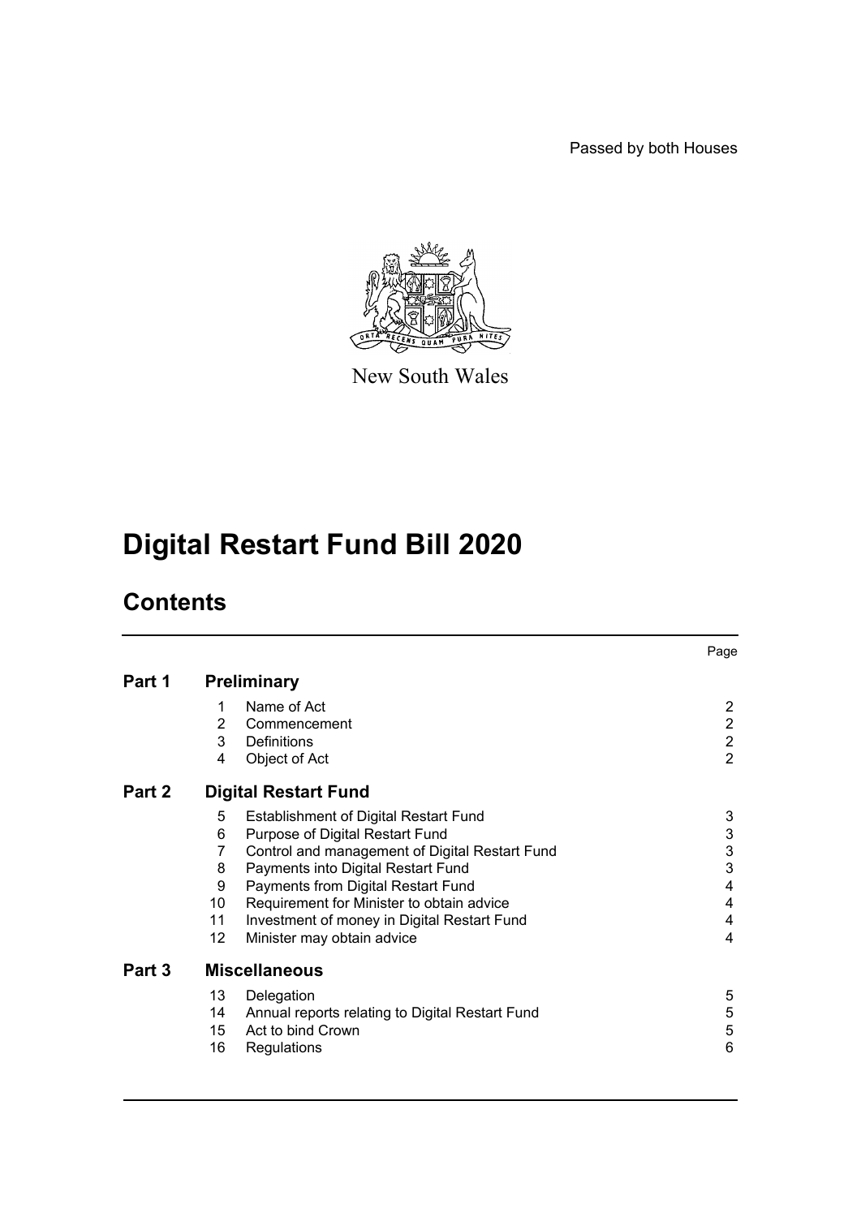Passed by both Houses

New South Wales

# Digital Restart Fund Bill 2020

## Contents

| | | | Page |
|---|---|---|---|
| **Part 1** | **Preliminary** | | |
| | 1 | Name of Act | 2 |
| | 2 | Commencement | 2 |
| | 3 | Definitions | 2 |
| | 4 | Object of Act | 2 |
| **Part 2** | **Digital Restart Fund** | | |
| | 5 | Establishment of Digital Restart Fund | 3 |
| | 6 | Purpose of Digital Restart Fund | 3 |
| | 7 | Control and management of Digital Restart Fund | 3 |
| | 8 | Payments into Digital Restart Fund | 3 |
| | 9 | Payments from Digital Restart Fund | 4 |
| | 10 | Requirement for Minister to obtain advice | 4 |
| | 11 | Investment of money in Digital Restart Fund | 4 |
| | 12 | Minister may obtain advice | 4 |
| **Part 3** | **Miscellaneous** | | |
| | 13 | Delegation | 5 |
| | 14 | Annual reports relating to Digital Restart Fund | 5 |
| | 15 | Act to bind Crown | 5 |
| | 16 | Regulations | 6 |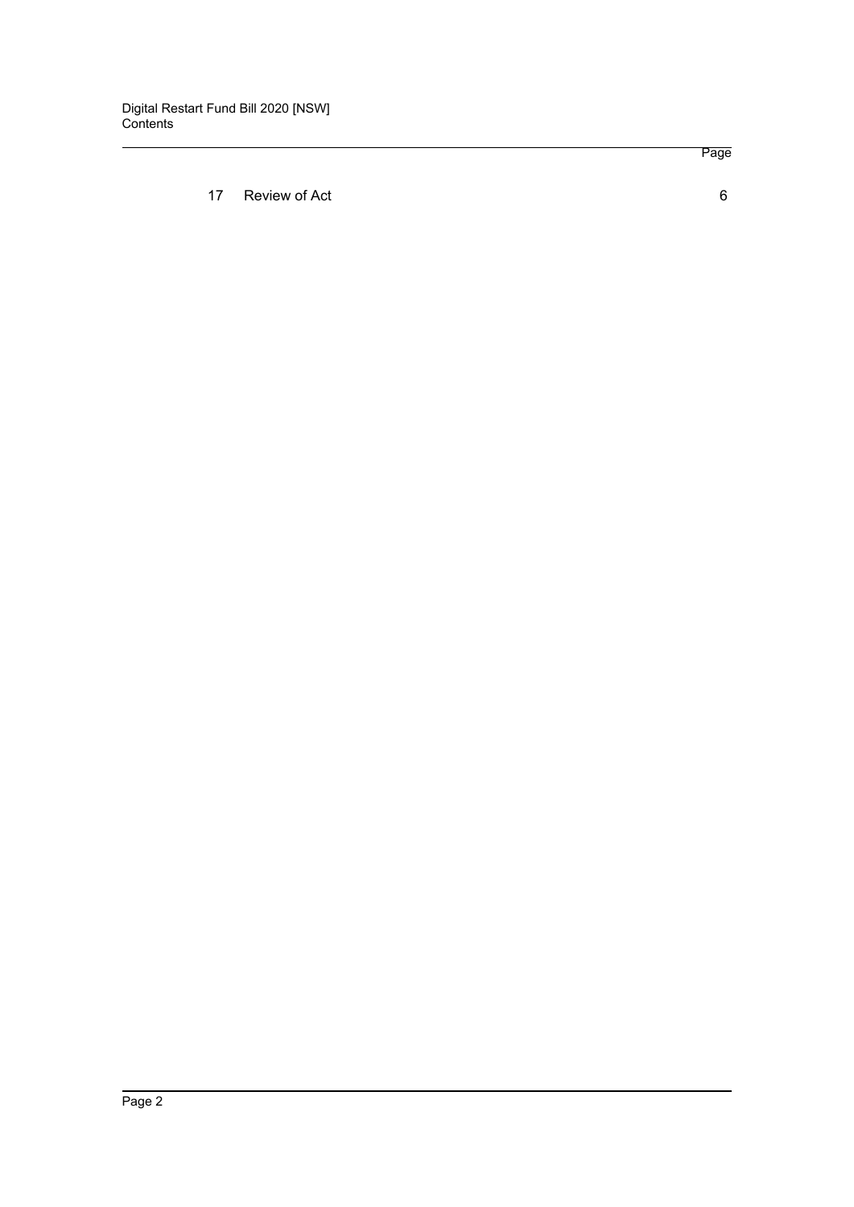| | Page |
|---|---|
| 17 Review of Act | 6 |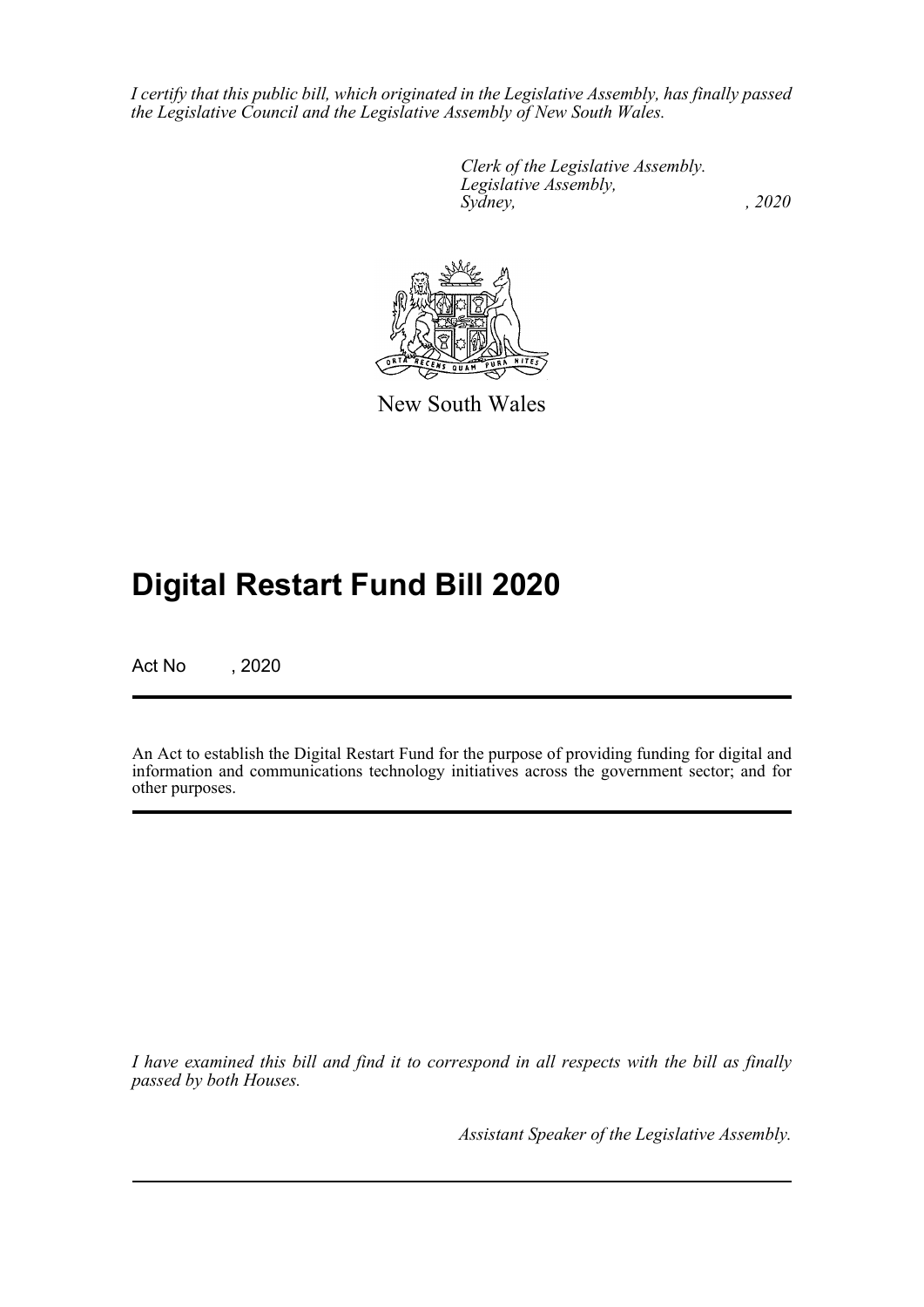*I certify that this public bill, which originated in the Legislative Assembly, has finally passed the Legislative Council and the Legislative Assembly of New South Wales.*

*Clerk of the Legislative Assembly.*
*Legislative Assembly,*
*Sydney, , 2020*

New South Wales

# Digital Restart Fund Bill 2020

Act No , 2020

An Act to establish the Digital Restart Fund for the purpose of providing funding for digital and information and communications technology initiatives across the government sector; and for other purposes.

*I have examined this bill and find it to correspond in all respects with the bill as finally passed by both Houses.*

*Assistant Speaker of the Legislative Assembly.*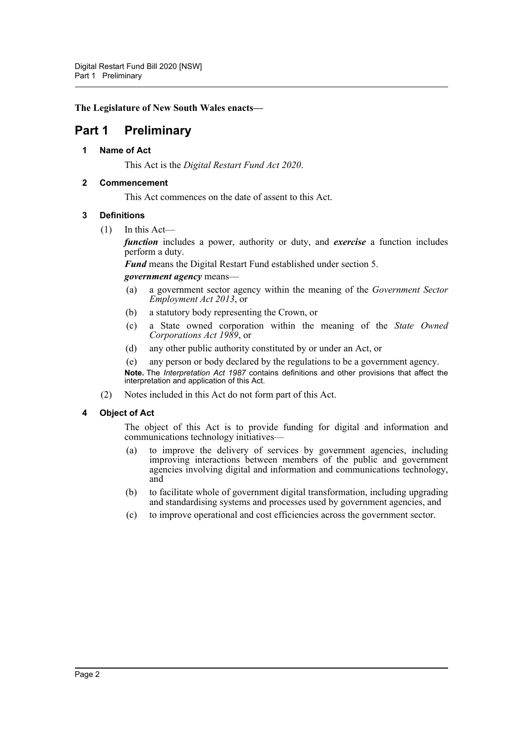**The Legislature of New South Wales enacts—**

# Part 1 Preliminary

### 1 Name of Act

This Act is the *Digital Restart Fund Act 2020*.

### 2 Commencement

This Act commences on the date of assent to this Act.

### 3 Definitions

(1) In this Act—

***function*** includes a power, authority or duty, and ***exercise*** a function includes perform a duty.

***Fund*** means the Digital Restart Fund established under section 5.

***government agency*** means—

(a) a government sector agency within the meaning of the *Government Sector Employment Act 2013*, or

(b) a statutory body representing the Crown, or

(c) a State owned corporation within the meaning of the *State Owned Corporations Act 1989*, or

(d) any other public authority constituted by or under an Act, or

(e) any person or body declared by the regulations to be a government agency.

**Note.** The *Interpretation Act 1987* contains definitions and other provisions that affect the interpretation and application of this Act.

(2) Notes included in this Act do not form part of this Act.

### 4 Object of Act

The object of this Act is to provide funding for digital and information and communications technology initiatives—

(a) to improve the delivery of services by government agencies, including improving interactions between members of the public and government agencies involving digital and information and communications technology, and

(b) to facilitate whole of government digital transformation, including upgrading and standardising systems and processes used by government agencies, and

(c) to improve operational and cost efficiencies across the government sector.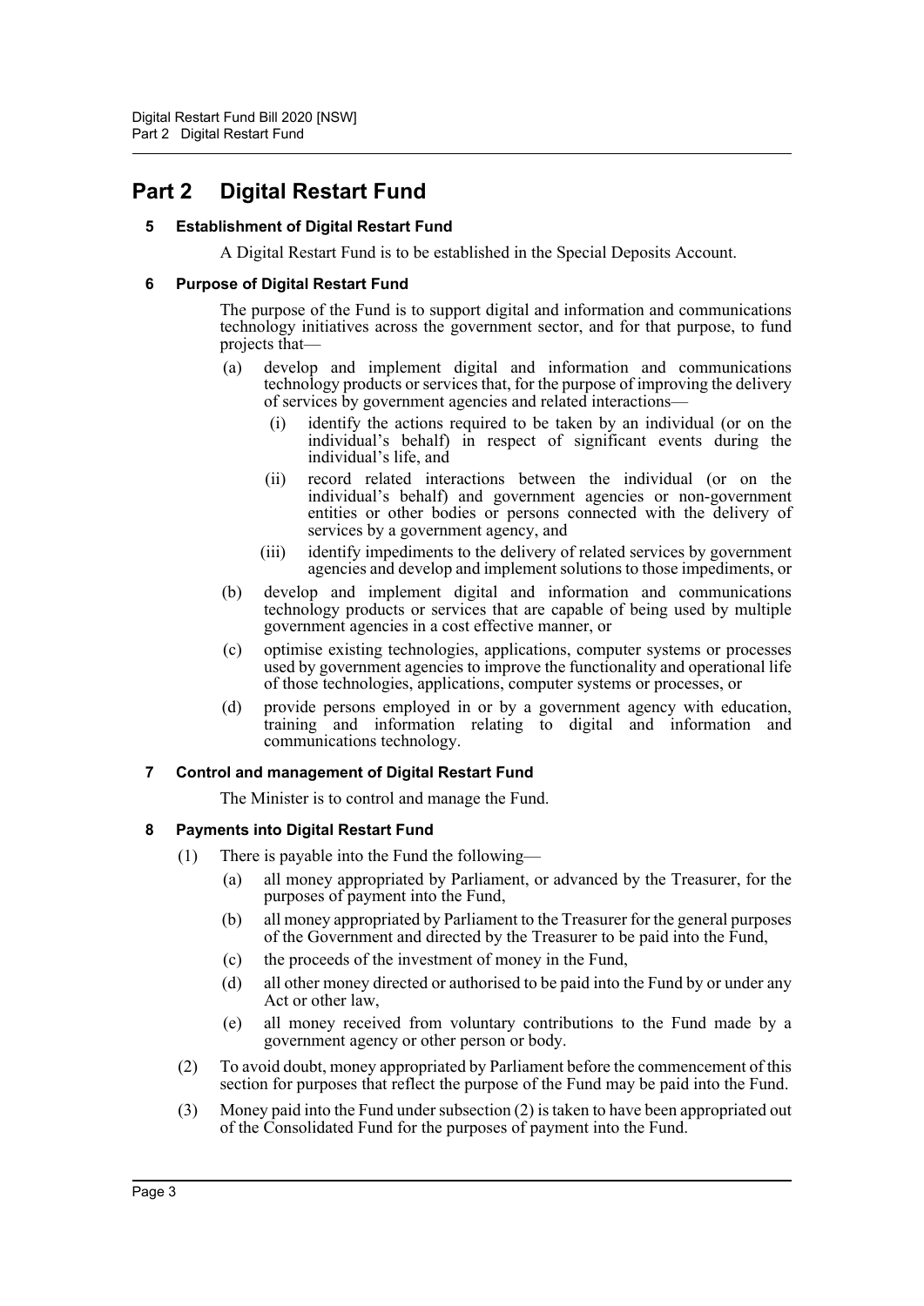# Part 2 Digital Restart Fund

### 5 Establishment of Digital Restart Fund

A Digital Restart Fund is to be established in the Special Deposits Account.

### 6 Purpose of Digital Restart Fund

The purpose of the Fund is to support digital and information and communications technology initiatives across the government sector, and for that purpose, to fund projects that—

- (a) develop and implement digital and information and communications technology products or services that, for the purpose of improving the delivery of services by government agencies and related interactions—
  - (i) identify the actions required to be taken by an individual (or on the individual's behalf) in respect of significant events during the individual's life, and
  - (ii) record related interactions between the individual (or on the individual's behalf) and government agencies or non-government entities or other bodies or persons connected with the delivery of services by a government agency, and
  - (iii) identify impediments to the delivery of related services by government agencies and develop and implement solutions to those impediments, or
- (b) develop and implement digital and information and communications technology products or services that are capable of being used by multiple government agencies in a cost effective manner, or
- (c) optimise existing technologies, applications, computer systems or processes used by government agencies to improve the functionality and operational life of those technologies, applications, computer systems or processes, or
- (d) provide persons employed in or by a government agency with education, training and information relating to digital and information and communications technology.

### 7 Control and management of Digital Restart Fund

The Minister is to control and manage the Fund.

### 8 Payments into Digital Restart Fund

(1) There is payable into the Fund the following—

- (a) all money appropriated by Parliament, or advanced by the Treasurer, for the purposes of payment into the Fund,
- (b) all money appropriated by Parliament to the Treasurer for the general purposes of the Government and directed by the Treasurer to be paid into the Fund,
- (c) the proceeds of the investment of money in the Fund,
- (d) all other money directed or authorised to be paid into the Fund by or under any Act or other law,
- (e) all money received from voluntary contributions to the Fund made by a government agency or other person or body.

(2) To avoid doubt, money appropriated by Parliament before the commencement of this section for purposes that reflect the purpose of the Fund may be paid into the Fund.

(3) Money paid into the Fund under subsection (2) is taken to have been appropriated out of the Consolidated Fund for the purposes of payment into the Fund.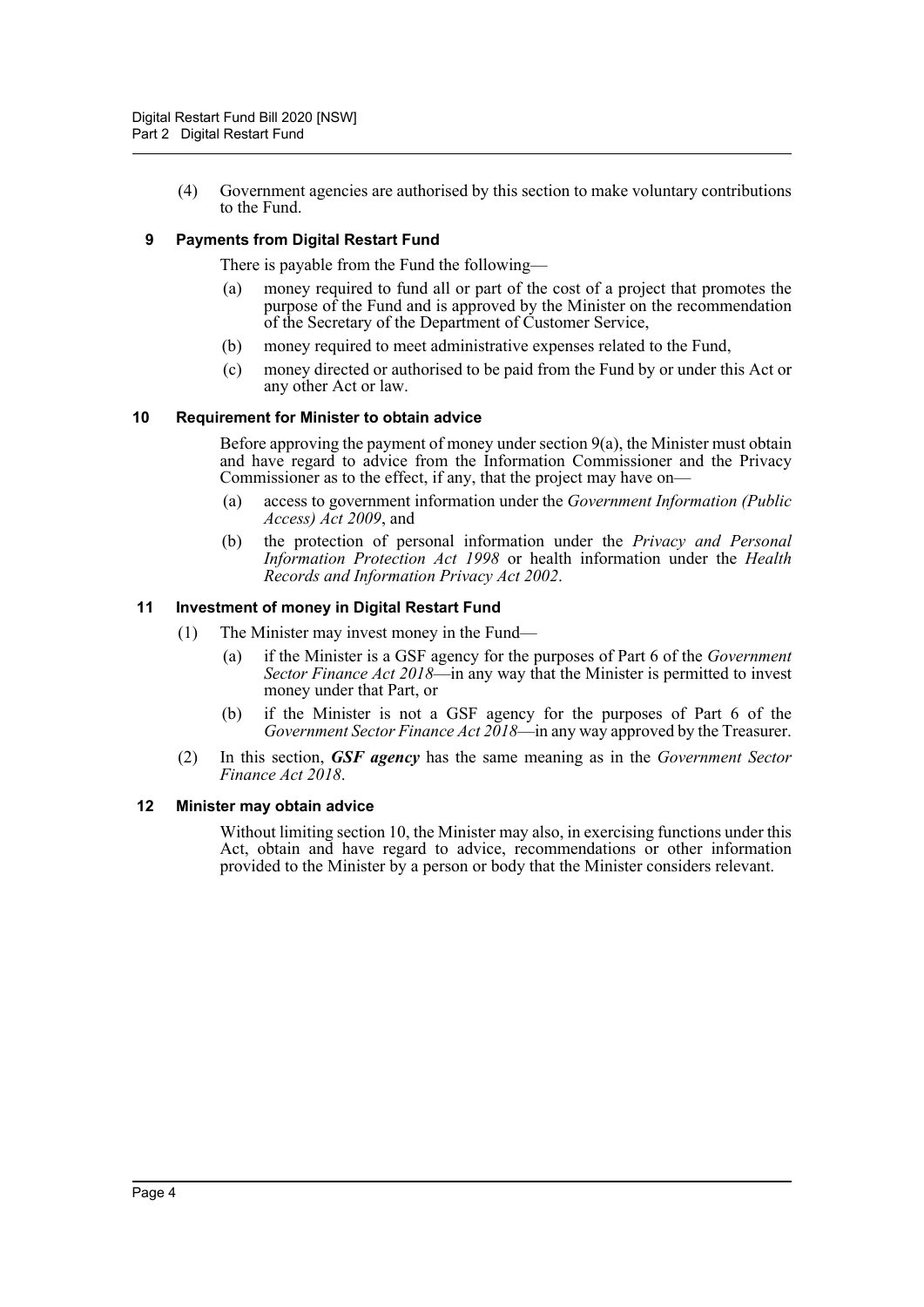(4) Government agencies are authorised by this section to make voluntary contributions to the Fund.

### 9 Payments from Digital Restart Fund

There is payable from the Fund the following—

(a) money required to fund all or part of the cost of a project that promotes the purpose of the Fund and is approved by the Minister on the recommendation of the Secretary of the Department of Customer Service,

(b) money required to meet administrative expenses related to the Fund,

(c) money directed or authorised to be paid from the Fund by or under this Act or any other Act or law.

### 10 Requirement for Minister to obtain advice

Before approving the payment of money under section 9(a), the Minister must obtain and have regard to advice from the Information Commissioner and the Privacy Commissioner as to the effect, if any, that the project may have on—

(a) access to government information under the *Government Information (Public Access) Act 2009*, and

(b) the protection of personal information under the *Privacy and Personal Information Protection Act 1998* or health information under the *Health Records and Information Privacy Act 2002*.

### 11 Investment of money in Digital Restart Fund

(1) The Minister may invest money in the Fund—

(a) if the Minister is a GSF agency for the purposes of Part 6 of the *Government Sector Finance Act 2018*—in any way that the Minister is permitted to invest money under that Part, or

(b) if the Minister is not a GSF agency for the purposes of Part 6 of the *Government Sector Finance Act 2018*—in any way approved by the Treasurer.

(2) In this section, ***GSF agency*** has the same meaning as in the *Government Sector Finance Act 2018*.

### 12 Minister may obtain advice

Without limiting section 10, the Minister may also, in exercising functions under this Act, obtain and have regard to advice, recommendations or other information provided to the Minister by a person or body that the Minister considers relevant.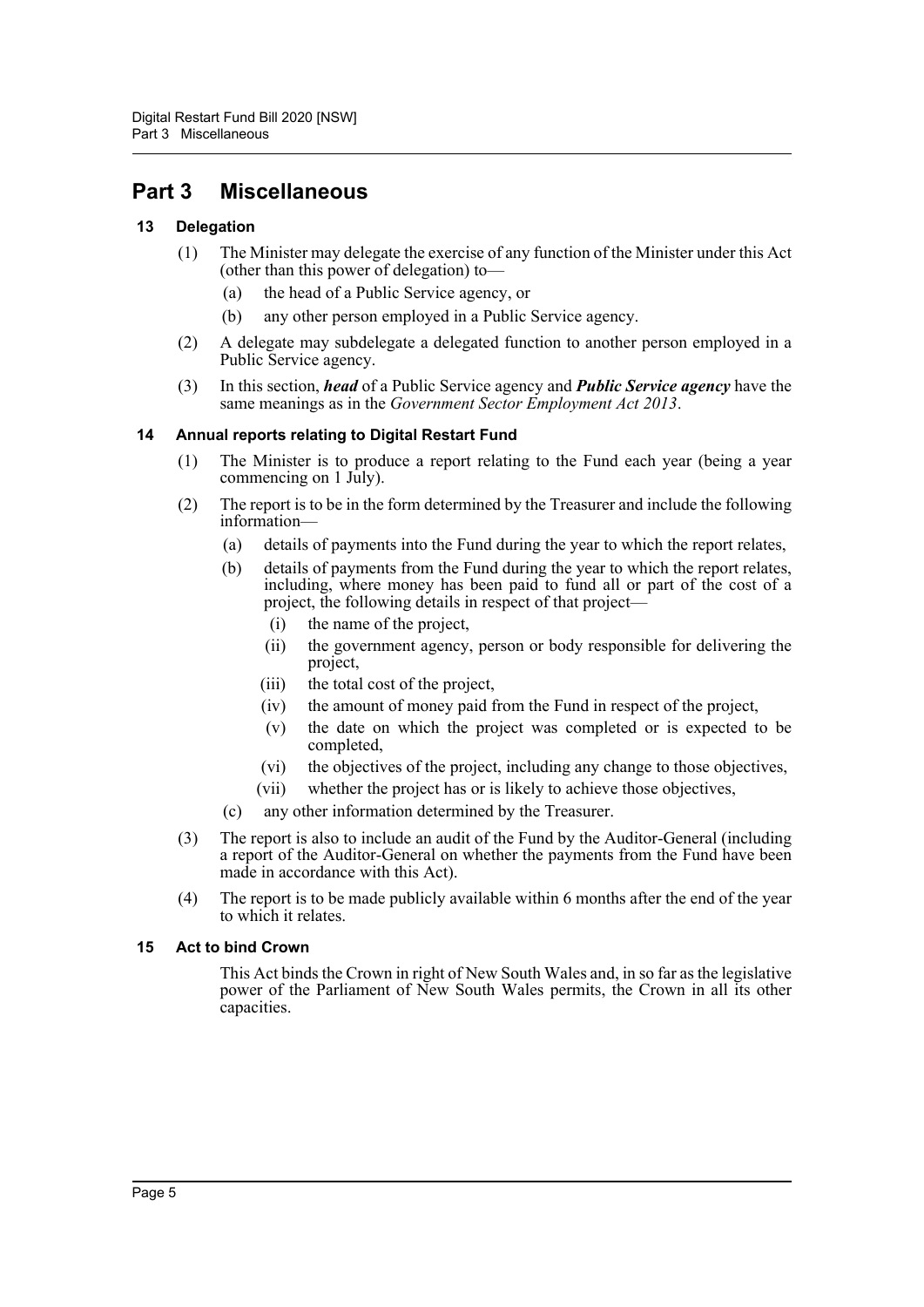# Part 3 Miscellaneous

## 13 Delegation

(1) The Minister may delegate the exercise of any function of the Minister under this Act (other than this power of delegation) to—

- (a) the head of a Public Service agency, or
- (b) any other person employed in a Public Service agency.

(2) A delegate may subdelegate a delegated function to another person employed in a Public Service agency.

(3) In this section, ***head*** of a Public Service agency and ***Public Service agency*** have the same meanings as in the *Government Sector Employment Act 2013*.

## 14 Annual reports relating to Digital Restart Fund

(1) The Minister is to produce a report relating to the Fund each year (being a year commencing on 1 July).

(2) The report is to be in the form determined by the Treasurer and include the following information—

- (a) details of payments into the Fund during the year to which the report relates,
- (b) details of payments from the Fund during the year to which the report relates, including, where money has been paid to fund all or part of the cost of a project, the following details in respect of that project—
  - (i) the name of the project,
  - (ii) the government agency, person or body responsible for delivering the project,
  - (iii) the total cost of the project,
  - (iv) the amount of money paid from the Fund in respect of the project,
  - (v) the date on which the project was completed or is expected to be completed,
  - (vi) the objectives of the project, including any change to those objectives,
  - (vii) whether the project has or is likely to achieve those objectives,
- (c) any other information determined by the Treasurer.

(3) The report is also to include an audit of the Fund by the Auditor-General (including a report of the Auditor-General on whether the payments from the Fund have been made in accordance with this Act).

(4) The report is to be made publicly available within 6 months after the end of the year to which it relates.

## 15 Act to bind Crown

This Act binds the Crown in right of New South Wales and, in so far as the legislative power of the Parliament of New South Wales permits, the Crown in all its other capacities.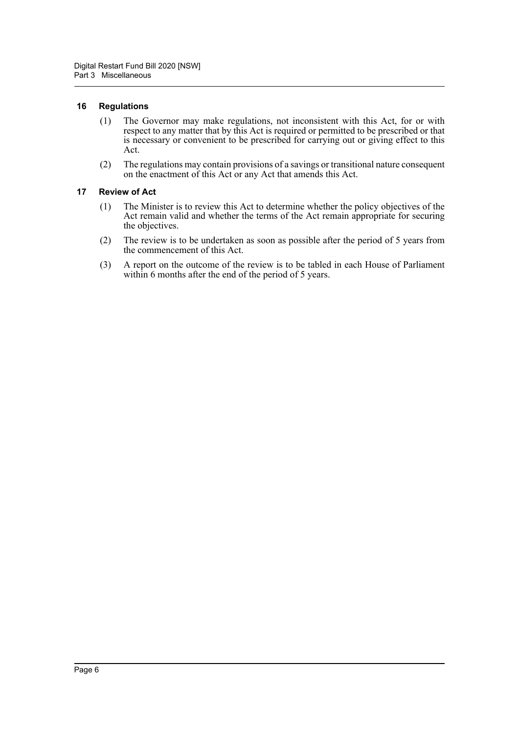### 16 Regulations

(1) The Governor may make regulations, not inconsistent with this Act, for or with respect to any matter that by this Act is required or permitted to be prescribed or that is necessary or convenient to be prescribed for carrying out or giving effect to this Act.

(2) The regulations may contain provisions of a savings or transitional nature consequent on the enactment of this Act or any Act that amends this Act.

### 17 Review of Act

(1) The Minister is to review this Act to determine whether the policy objectives of the Act remain valid and whether the terms of the Act remain appropriate for securing the objectives.

(2) The review is to be undertaken as soon as possible after the period of 5 years from the commencement of this Act.

(3) A report on the outcome of the review is to be tabled in each House of Parliament within 6 months after the end of the period of 5 years.